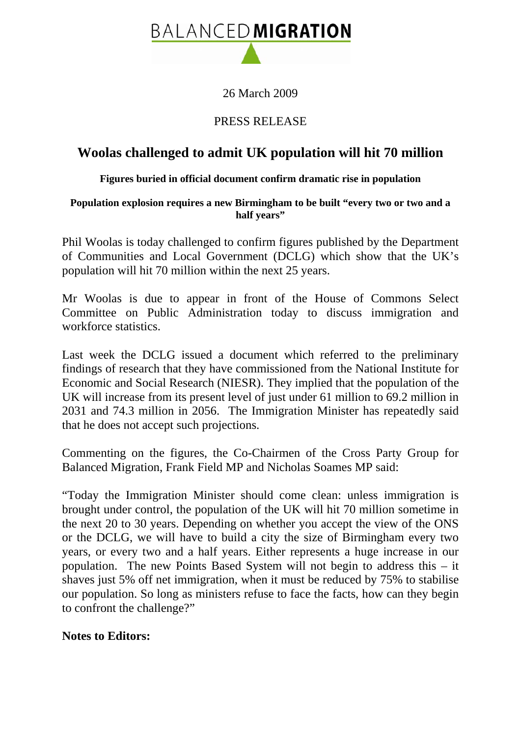BALANCED**MIGRATION**

26 March 2009

PRESS RELEASE

# Woolas challenged to admit UK population will hit 70 million

**Figures buried in official document confirm dramatic rise in population**

**Population explosion requires a new Birmingham to be built "every two or two and a half years"**

Phil Woolas is today challenged to confirm figures published by the Department of Communities and Local Government (DCLG) which show that the UK's population will hit 70 million within the next 25 years.

Mr Woolas is due to appear in front of the House of Commons Select Committee on Public Administration today to discuss immigration and workforce statistics.

Last week the DCLG issued a document which referred to the preliminary findings of research that they have commissioned from the National Institute for Economic and Social Research (NIESR). They implied that the population of the UK will increase from its present level of just under 61 million to 69.2 million in 2031 and 74.3 million in 2056. The Immigration Minister has repeatedly said that he does not accept such projections.

Commenting on the figures, the Co-Chairmen of the Cross Party Group for Balanced Migration, Frank Field MP and Nicholas Soames MP said:

"Today the Immigration Minister should come clean: unless immigration is brought under control, the population of the UK will hit 70 million sometime in the next 20 to 30 years. Depending on whether you accept the view of the ONS or the DCLG, we will have to build a city the size of Birmingham every two years, or every two and a half years. Either represents a huge increase in our population. The new Points Based System will not begin to address this – it shaves just 5% off net immigration, when it must be reduced by 75% to stabilise our population. So long as ministers refuse to face the facts, how can they begin to confront the challenge?"

**Notes to Editors:**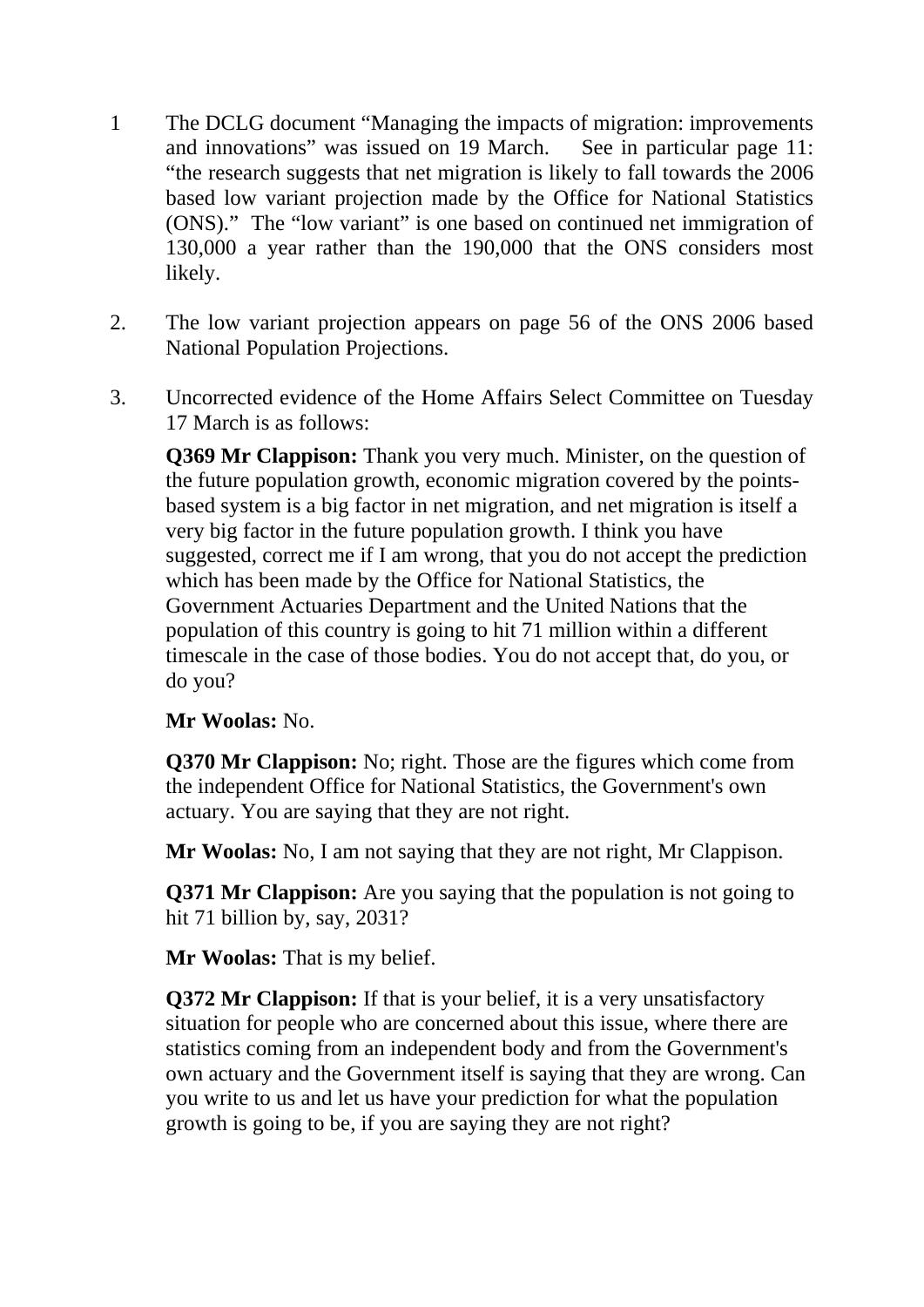1. The DCLG document "Managing the impacts of migration: improvements and innovations" was issued on 19 March. See in particular page 11: "the research suggests that net migration is likely to fall towards the 2006 based low variant projection made by the Office for National Statistics (ONS)." The "low variant" is one based on continued net immigration of 130,000 a year rather than the 190,000 that the ONS considers most likely.

2. The low variant projection appears on page 56 of the ONS 2006 based National Population Projections.

3. Uncorrected evidence of the Home Affairs Select Committee on Tuesday 17 March is as follows:

   **Q369 Mr Clappison:** Thank you very much. Minister, on the question of the future population growth, economic migration covered by the points-based system is a big factor in net migration, and net migration is itself a very big factor in the future population growth. I think you have suggested, correct me if I am wrong, that you do not accept the prediction which has been made by the Office for National Statistics, the Government Actuaries Department and the United Nations that the population of this country is going to hit 71 million within a different timescale in the case of those bodies. You do not accept that, do you, or do you?

   **Mr Woolas:** No.

   **Q370 Mr Clappison:** No; right. Those are the figures which come from the independent Office for National Statistics, the Government's own actuary. You are saying that they are not right.

   **Mr Woolas:** No, I am not saying that they are not right, Mr Clappison.

   **Q371 Mr Clappison:** Are you saying that the population is not going to hit 71 billion by, say, 2031?

   **Mr Woolas:** That is my belief.

   **Q372 Mr Clappison:** If that is your belief, it is a very unsatisfactory situation for people who are concerned about this issue, where there are statistics coming from an independent body and from the Government's own actuary and the Government itself is saying that they are wrong. Can you write to us and let us have your prediction for what the population growth is going to be, if you are saying they are not right?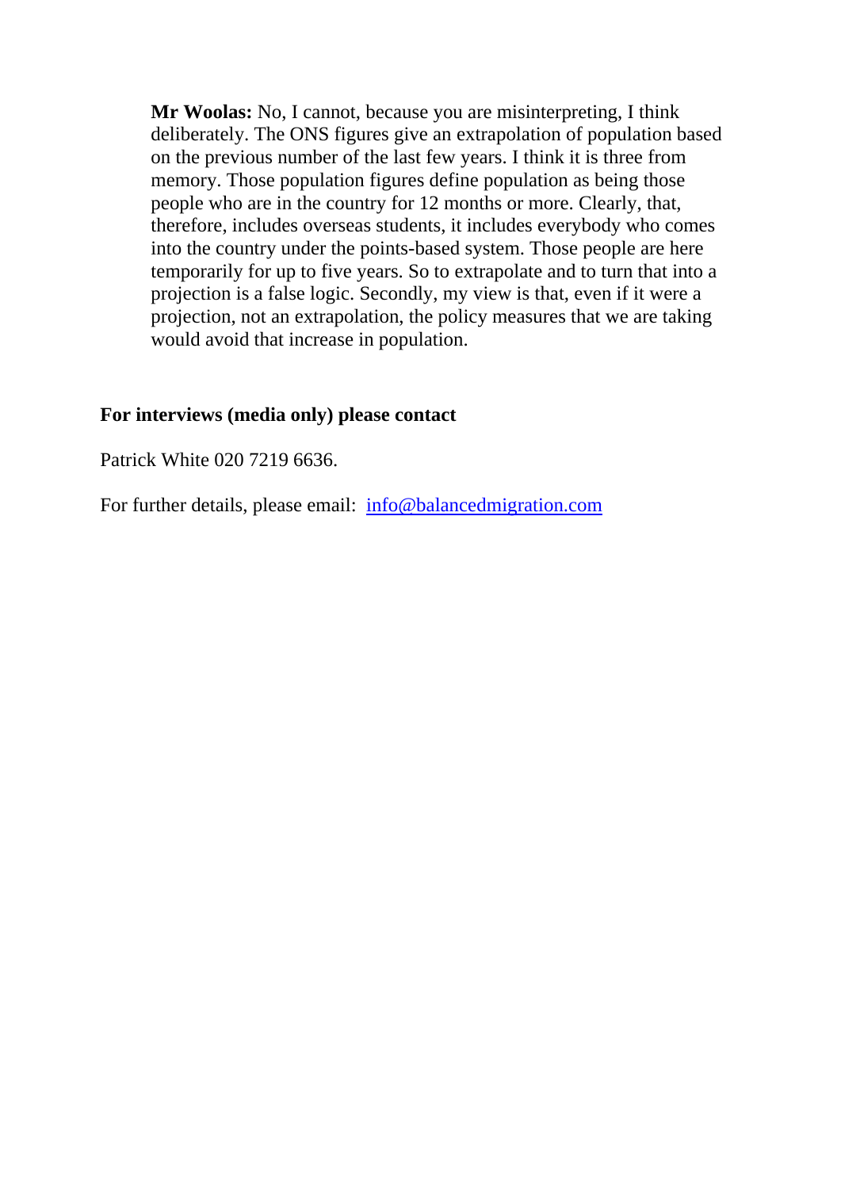**Mr Woolas:** No, I cannot, because you are misinterpreting, I think deliberately. The ONS figures give an extrapolation of population based on the previous number of the last few years. I think it is three from memory. Those population figures define population as being those people who are in the country for 12 months or more. Clearly, that, therefore, includes overseas students, it includes everybody who comes into the country under the points-based system. Those people are here temporarily for up to five years. So to extrapolate and to turn that into a projection is a false logic. Secondly, my view is that, even if it were a projection, not an extrapolation, the policy measures that we are taking would avoid that increase in population.

**For interviews (media only) please contact**

Patrick White 020 7219 6636.

For further details, please email: info@balancedmigration.com